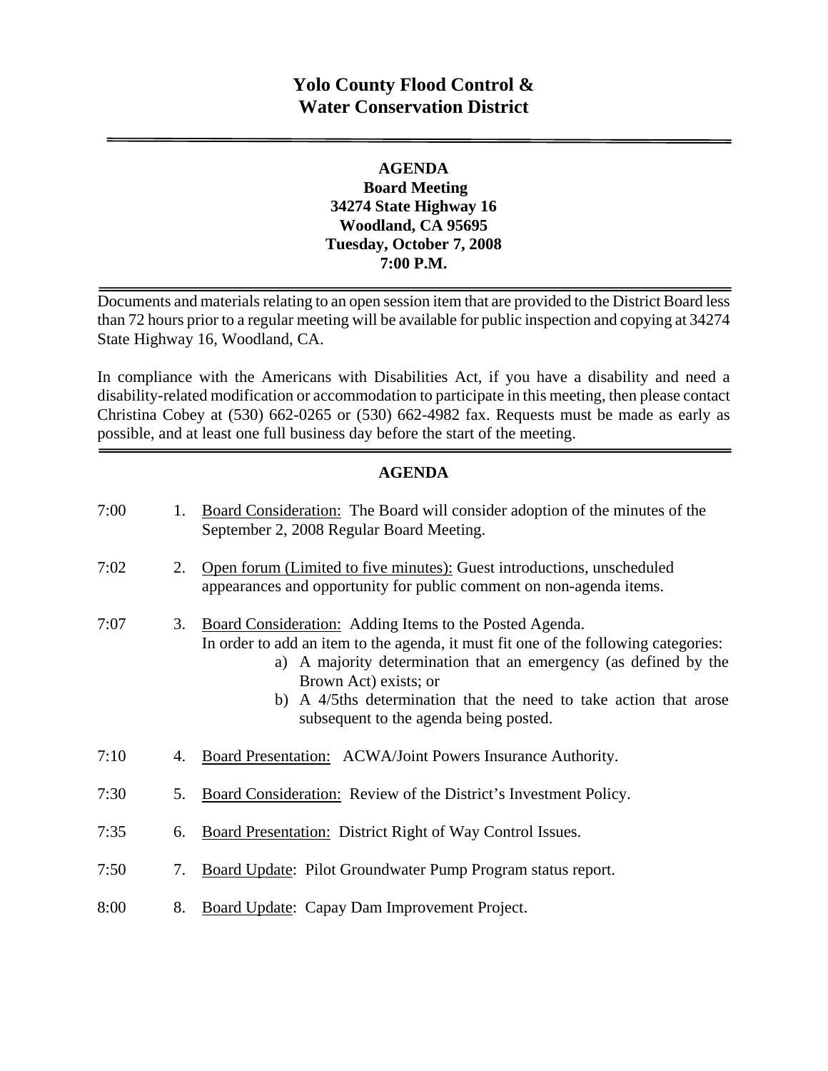# Yolo County Flood Control & Water Conservation District

---

**AGENDA**
**Board Meeting**
**34274 State Highway 16**
**Woodland, CA 95695**
**Tuesday, October 7, 2008**
**7:00 P.M.**

---

Documents and materials relating to an open session item that are provided to the District Board less than 72 hours prior to a regular meeting will be available for public inspection and copying at 34274 State Highway 16, Woodland, CA.

In compliance with the Americans with Disabilities Act, if you have a disability and need a disability-related modification or accommodation to participate in this meeting, then please contact Christina Cobey at (530) 662-0265 or (530) 662-4982 fax. Requests must be made as early as possible, and at least one full business day before the start of the meeting.

---

## AGENDA

7:00 1. Board Consideration: The Board will consider adoption of the minutes of the September 2, 2008 Regular Board Meeting.

7:02 2. Open forum (Limited to five minutes): Guest introductions, unscheduled appearances and opportunity for public comment on non-agenda items.

7:07 3. Board Consideration: Adding Items to the Posted Agenda.
In order to add an item to the agenda, it must fit one of the following categories:
   a) A majority determination that an emergency (as defined by the Brown Act) exists; or
   b) A 4/5ths determination that the need to take action that arose subsequent to the agenda being posted.

7:10 4. Board Presentation: ACWA/Joint Powers Insurance Authority.

7:30 5. Board Consideration: Review of the District's Investment Policy.

7:35 6. Board Presentation: District Right of Way Control Issues.

7:50 7. Board Update: Pilot Groundwater Pump Program status report.

8:00 8. Board Update: Capay Dam Improvement Project.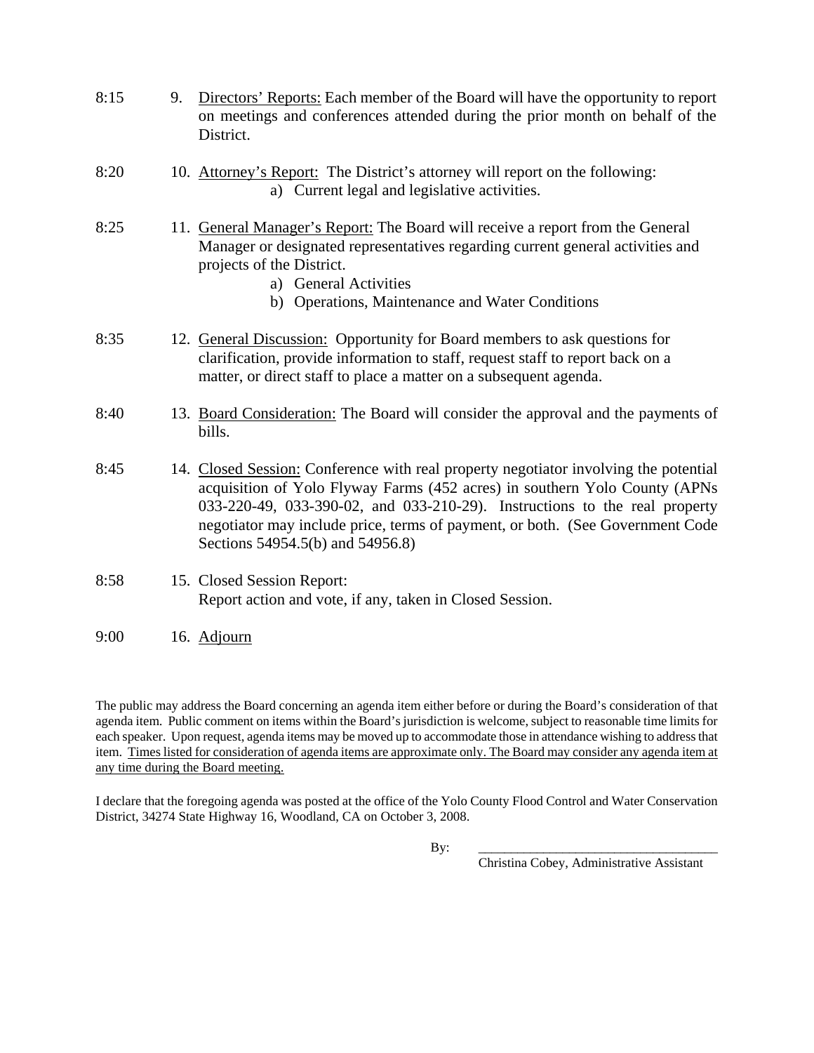8:15 9. Directors' Reports: Each member of the Board will have the opportunity to report on meetings and conferences attended during the prior month on behalf of the District.

8:20 10. Attorney's Report: The District's attorney will report on the following:
- a) Current legal and legislative activities.

8:25 11. General Manager's Report: The Board will receive a report from the General Manager or designated representatives regarding current general activities and projects of the District.
- a) General Activities
- b) Operations, Maintenance and Water Conditions

8:35 12. General Discussion: Opportunity for Board members to ask questions for clarification, provide information to staff, request staff to report back on a matter, or direct staff to place a matter on a subsequent agenda.

8:40 13. Board Consideration: The Board will consider the approval and the payments of bills.

8:45 14. Closed Session: Conference with real property negotiator involving the potential acquisition of Yolo Flyway Farms (452 acres) in southern Yolo County (APNs 033-220-49, 033-390-02, and 033-210-29). Instructions to the real property negotiator may include price, terms of payment, or both. (See Government Code Sections 54954.5(b) and 54956.8)

8:58 15. Closed Session Report:
Report action and vote, if any, taken in Closed Session.

9:00 16. Adjourn

The public may address the Board concerning an agenda item either before or during the Board's consideration of that agenda item. Public comment on items within the Board's jurisdiction is welcome, subject to reasonable time limits for each speaker. Upon request, agenda items may be moved up to accommodate those in attendance wishing to address that item. Times listed for consideration of agenda items are approximate only. The Board may consider any agenda item at any time during the Board meeting.

I declare that the foregoing agenda was posted at the office of the Yolo County Flood Control and Water Conservation District, 34274 State Highway 16, Woodland, CA on October 3, 2008.

By: ____________________________________
Christina Cobey, Administrative Assistant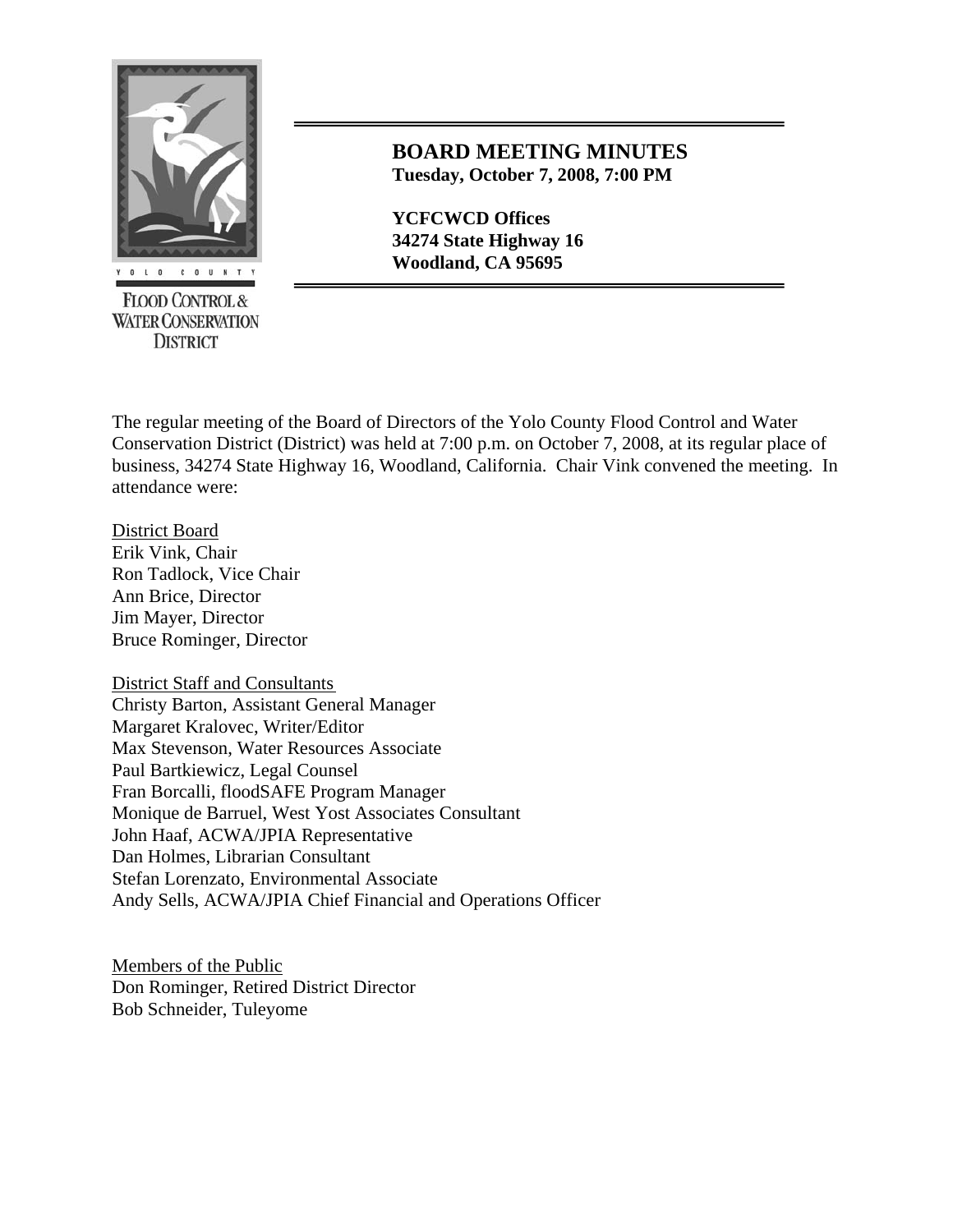YOLO COUNTY

FLOOD CONTROL & WATER CONSERVATION DISTRICT

## BOARD MEETING MINUTES

**Tuesday, October 7, 2008, 7:00 PM**

**YCFCWCD Offices**
**34274 State Highway 16**
**Woodland, CA 95695**

The regular meeting of the Board of Directors of the Yolo County Flood Control and Water Conservation District (District) was held at 7:00 p.m. on October 7, 2008, at its regular place of business, 34274 State Highway 16, Woodland, California. Chair Vink convened the meeting. In attendance were:

District Board
Erik Vink, Chair
Ron Tadlock, Vice Chair
Ann Brice, Director
Jim Mayer, Director
Bruce Rominger, Director

District Staff and Consultants
Christy Barton, Assistant General Manager
Margaret Kralovec, Writer/Editor
Max Stevenson, Water Resources Associate
Paul Bartkiewicz, Legal Counsel
Fran Borcalli, floodSAFE Program Manager
Monique de Barruel, West Yost Associates Consultant
John Haaf, ACWA/JPIA Representative
Dan Holmes, Librarian Consultant
Stefan Lorenzato, Environmental Associate
Andy Sells, ACWA/JPIA Chief Financial and Operations Officer

Members of the Public
Don Rominger, Retired District Director
Bob Schneider, Tuleyome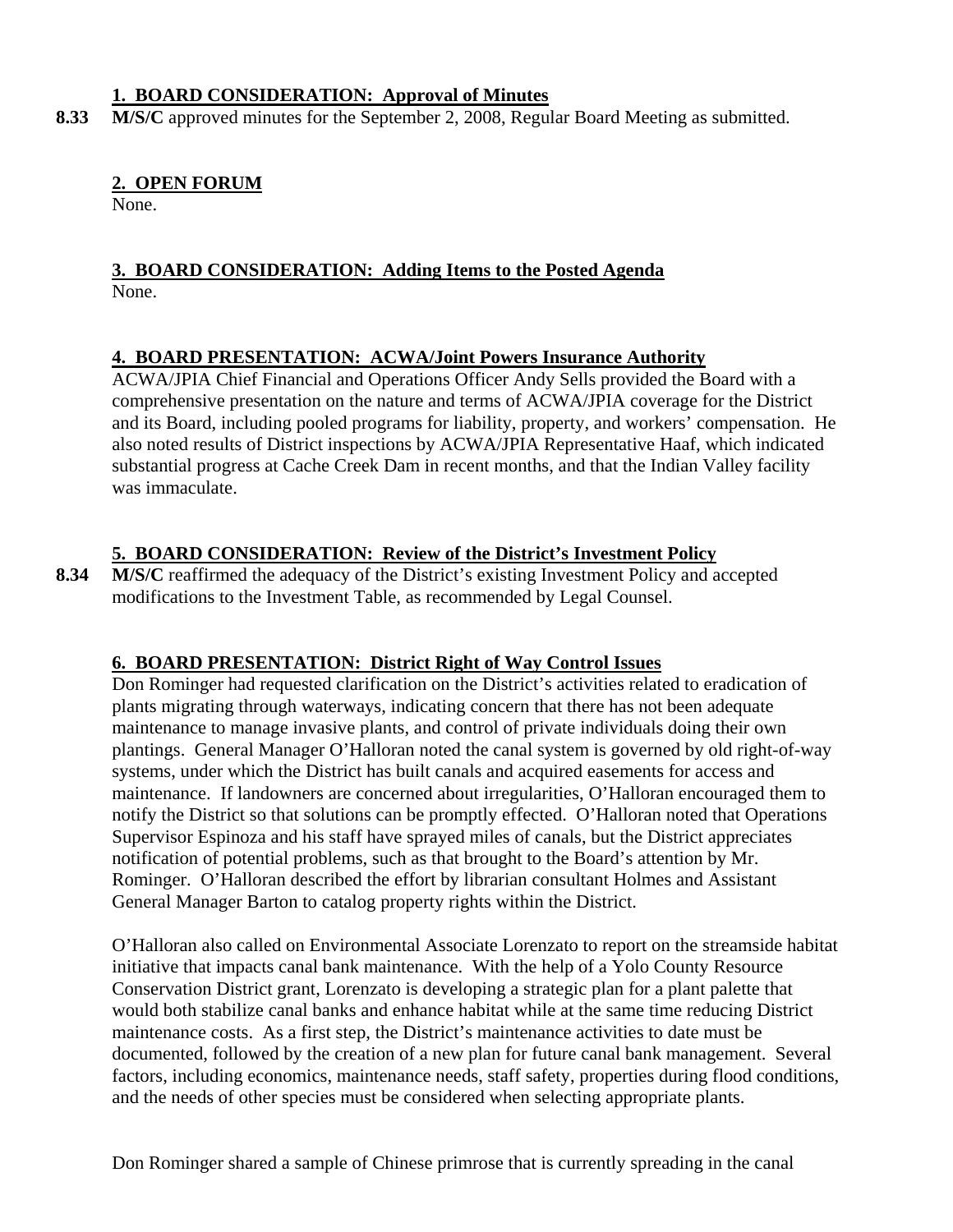### 1. BOARD CONSIDERATION: Approval of Minutes

**8.33** **M/S/C** approved minutes for the September 2, 2008, Regular Board Meeting as submitted.

### 2. OPEN FORUM

None.

### 3. BOARD CONSIDERATION: Adding Items to the Posted Agenda

None.

### 4. BOARD PRESENTATION: ACWA/Joint Powers Insurance Authority

ACWA/JPIA Chief Financial and Operations Officer Andy Sells provided the Board with a comprehensive presentation on the nature and terms of ACWA/JPIA coverage for the District and its Board, including pooled programs for liability, property, and workers' compensation. He also noted results of District inspections by ACWA/JPIA Representative Haaf, which indicated substantial progress at Cache Creek Dam in recent months, and that the Indian Valley facility was immaculate.

### 5. BOARD CONSIDERATION: Review of the District's Investment Policy

**8.34** **M/S/C** reaffirmed the adequacy of the District's existing Investment Policy and accepted modifications to the Investment Table, as recommended by Legal Counsel.

### 6. BOARD PRESENTATION: District Right of Way Control Issues

Don Rominger had requested clarification on the District's activities related to eradication of plants migrating through waterways, indicating concern that there has not been adequate maintenance to manage invasive plants, and control of private individuals doing their own plantings. General Manager O'Halloran noted the canal system is governed by old right-of-way systems, under which the District has built canals and acquired easements for access and maintenance. If landowners are concerned about irregularities, O'Halloran encouraged them to notify the District so that solutions can be promptly effected. O'Halloran noted that Operations Supervisor Espinoza and his staff have sprayed miles of canals, but the District appreciates notification of potential problems, such as that brought to the Board's attention by Mr. Rominger. O'Halloran described the effort by librarian consultant Holmes and Assistant General Manager Barton to catalog property rights within the District.

O'Halloran also called on Environmental Associate Lorenzato to report on the streamside habitat initiative that impacts canal bank maintenance. With the help of a Yolo County Resource Conservation District grant, Lorenzato is developing a strategic plan for a plant palette that would both stabilize canal banks and enhance habitat while at the same time reducing District maintenance costs. As a first step, the District's maintenance activities to date must be documented, followed by the creation of a new plan for future canal bank management. Several factors, including economics, maintenance needs, staff safety, properties during flood conditions, and the needs of other species must be considered when selecting appropriate plants.

Don Rominger shared a sample of Chinese primrose that is currently spreading in the canal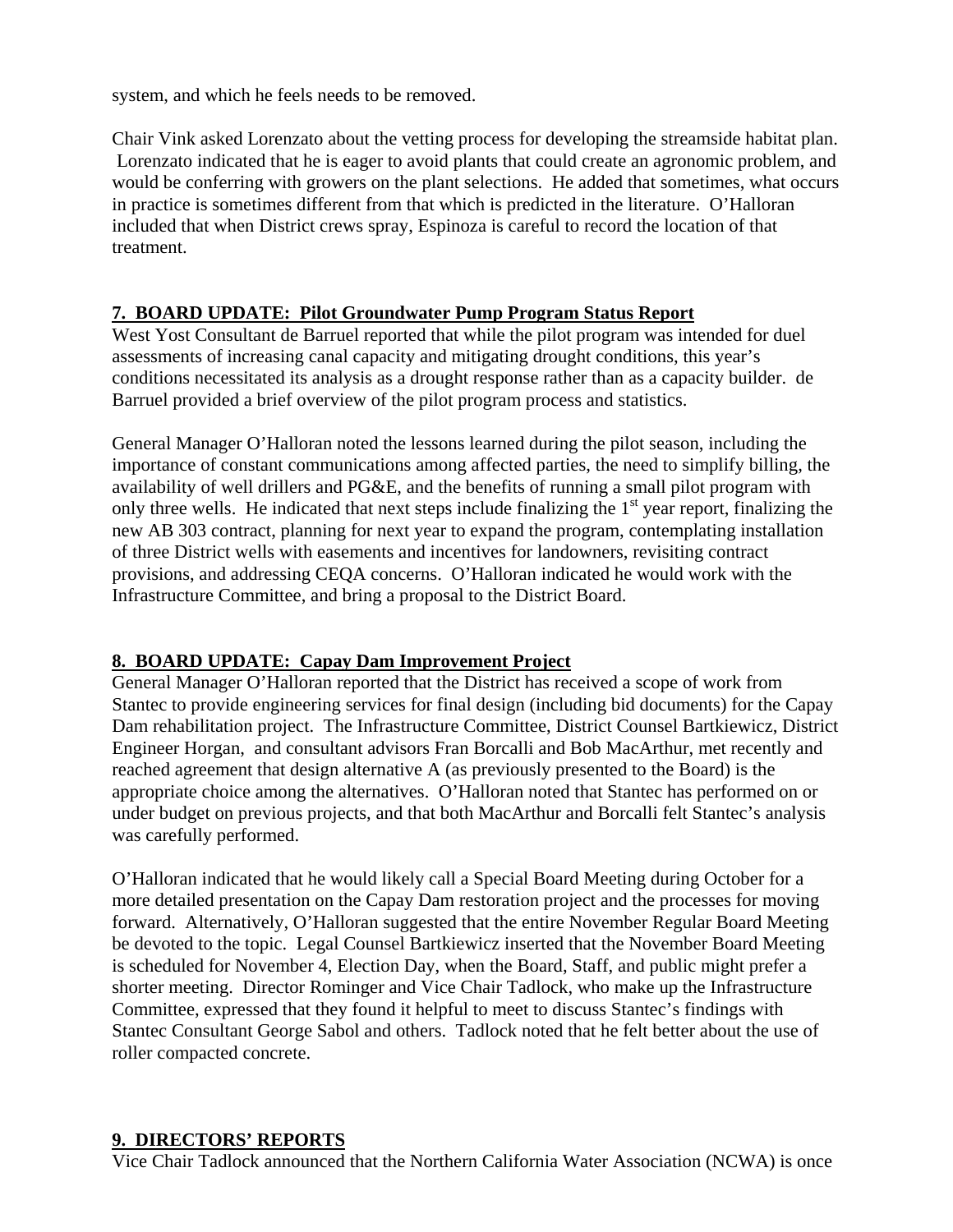system, and which he feels needs to be removed.

Chair Vink asked Lorenzato about the vetting process for developing the streamside habitat plan. Lorenzato indicated that he is eager to avoid plants that could create an agronomic problem, and would be conferring with growers on the plant selections. He added that sometimes, what occurs in practice is sometimes different from that which is predicted in the literature. O'Halloran included that when District crews spray, Espinoza is careful to record the location of that treatment.

**7. BOARD UPDATE: Pilot Groundwater Pump Program Status Report**

West Yost Consultant de Barruel reported that while the pilot program was intended for duel assessments of increasing canal capacity and mitigating drought conditions, this year's conditions necessitated its analysis as a drought response rather than as a capacity builder. de Barruel provided a brief overview of the pilot program process and statistics.

General Manager O'Halloran noted the lessons learned during the pilot season, including the importance of constant communications among affected parties, the need to simplify billing, the availability of well drillers and PG&E, and the benefits of running a small pilot program with only three wells. He indicated that next steps include finalizing the 1st year report, finalizing the new AB 303 contract, planning for next year to expand the program, contemplating installation of three District wells with easements and incentives for landowners, revisiting contract provisions, and addressing CEQA concerns. O'Halloran indicated he would work with the Infrastructure Committee, and bring a proposal to the District Board.

**8. BOARD UPDATE: Capay Dam Improvement Project**

General Manager O'Halloran reported that the District has received a scope of work from Stantec to provide engineering services for final design (including bid documents) for the Capay Dam rehabilitation project. The Infrastructure Committee, District Counsel Bartkiewicz, District Engineer Horgan, and consultant advisors Fran Borcalli and Bob MacArthur, met recently and reached agreement that design alternative A (as previously presented to the Board) is the appropriate choice among the alternatives. O'Halloran noted that Stantec has performed on or under budget on previous projects, and that both MacArthur and Borcalli felt Stantec's analysis was carefully performed.

O'Halloran indicated that he would likely call a Special Board Meeting during October for a more detailed presentation on the Capay Dam restoration project and the processes for moving forward. Alternatively, O'Halloran suggested that the entire November Regular Board Meeting be devoted to the topic. Legal Counsel Bartkiewicz inserted that the November Board Meeting is scheduled for November 4, Election Day, when the Board, Staff, and public might prefer a shorter meeting. Director Rominger and Vice Chair Tadlock, who make up the Infrastructure Committee, expressed that they found it helpful to meet to discuss Stantec's findings with Stantec Consultant George Sabol and others. Tadlock noted that he felt better about the use of roller compacted concrete.

**9. DIRECTORS' REPORTS**

Vice Chair Tadlock announced that the Northern California Water Association (NCWA) is once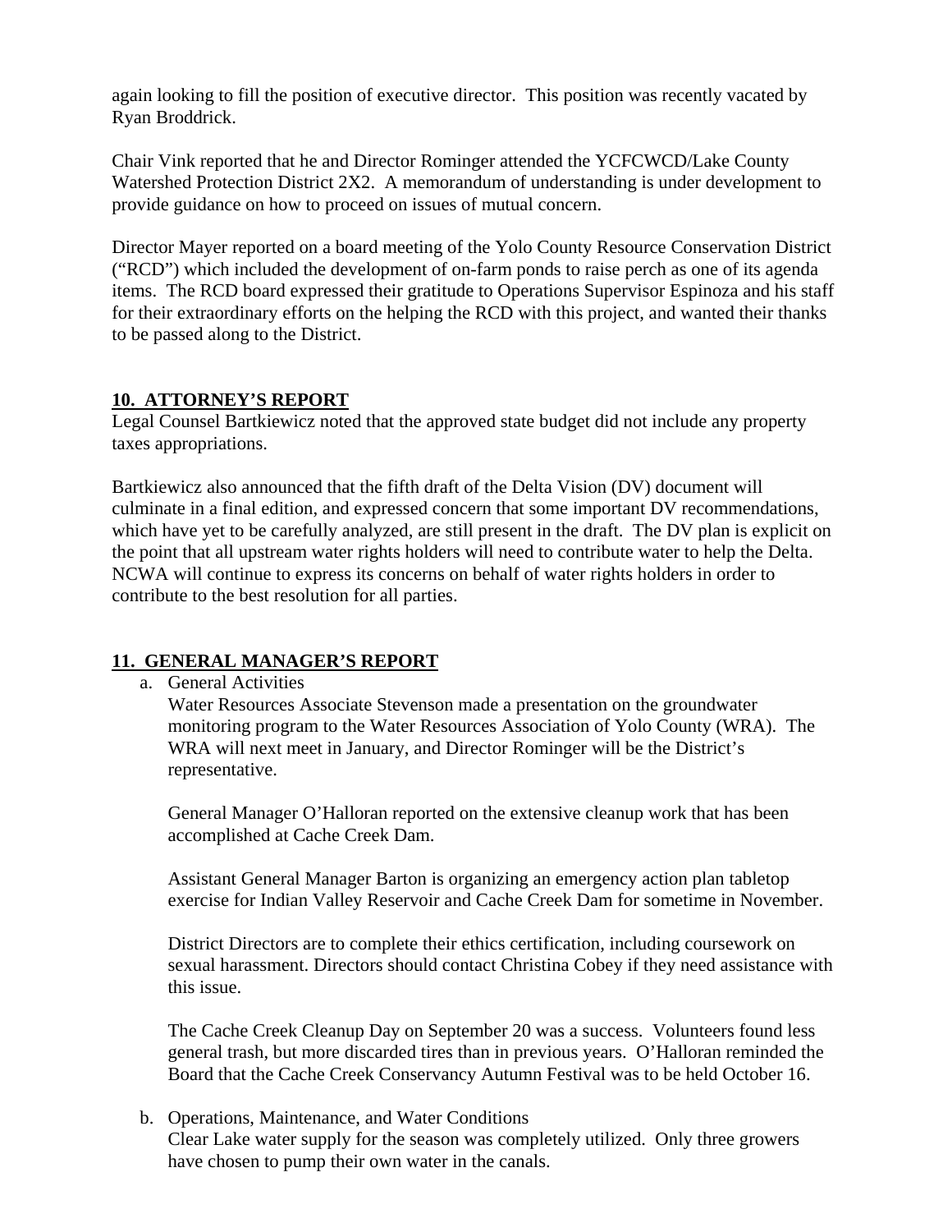again looking to fill the position of executive director. This position was recently vacated by Ryan Broddrick.

Chair Vink reported that he and Director Rominger attended the YCFCWCD/Lake County Watershed Protection District 2X2. A memorandum of understanding is under development to provide guidance on how to proceed on issues of mutual concern.

Director Mayer reported on a board meeting of the Yolo County Resource Conservation District ("RCD") which included the development of on-farm ponds to raise perch as one of its agenda items. The RCD board expressed their gratitude to Operations Supervisor Espinoza and his staff for their extraordinary efforts on the helping the RCD with this project, and wanted their thanks to be passed along to the District.

## 10. ATTORNEY'S REPORT

Legal Counsel Bartkiewicz noted that the approved state budget did not include any property taxes appropriations.

Bartkiewicz also announced that the fifth draft of the Delta Vision (DV) document will culminate in a final edition, and expressed concern that some important DV recommendations, which have yet to be carefully analyzed, are still present in the draft. The DV plan is explicit on the point that all upstream water rights holders will need to contribute water to help the Delta. NCWA will continue to express its concerns on behalf of water rights holders in order to contribute to the best resolution for all parties.

## 11. GENERAL MANAGER'S REPORT

a. General Activities

   Water Resources Associate Stevenson made a presentation on the groundwater monitoring program to the Water Resources Association of Yolo County (WRA). The WRA will next meet in January, and Director Rominger will be the District's representative.

   General Manager O'Halloran reported on the extensive cleanup work that has been accomplished at Cache Creek Dam.

   Assistant General Manager Barton is organizing an emergency action plan tabletop exercise for Indian Valley Reservoir and Cache Creek Dam for sometime in November.

   District Directors are to complete their ethics certification, including coursework on sexual harassment. Directors should contact Christina Cobey if they need assistance with this issue.

   The Cache Creek Cleanup Day on September 20 was a success. Volunteers found less general trash, but more discarded tires than in previous years. O'Halloran reminded the Board that the Cache Creek Conservancy Autumn Festival was to be held October 16.

b. Operations, Maintenance, and Water Conditions

   Clear Lake water supply for the season was completely utilized. Only three growers have chosen to pump their own water in the canals.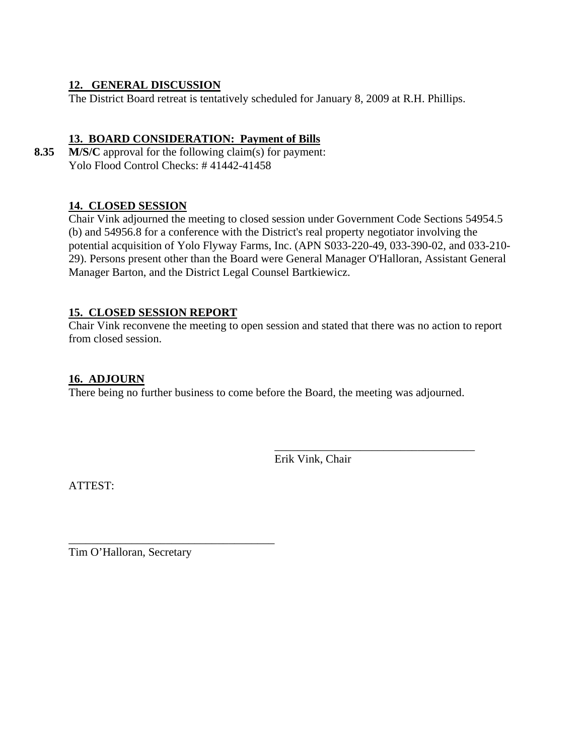## 12. GENERAL DISCUSSION

The District Board retreat is tentatively scheduled for January 8, 2009 at R.H. Phillips.

## 13. BOARD CONSIDERATION: Payment of Bills

**8.35** **M/S/C** approval for the following claim(s) for payment:
Yolo Flood Control Checks: # 41442-41458

## 14. CLOSED SESSION

Chair Vink adjourned the meeting to closed session under Government Code Sections 54954.5 (b) and 54956.8 for a conference with the District's real property negotiator involving the potential acquisition of Yolo Flyway Farms, Inc. (APN S033-220-49, 033-390-02, and 033-210-29). Persons present other than the Board were General Manager O'Halloran, Assistant General Manager Barton, and the District Legal Counsel Bartkiewicz.

## 15. CLOSED SESSION REPORT

Chair Vink reconvene the meeting to open session and stated that there was no action to report from closed session.

## 16. ADJOURN

There being no further business to come before the Board, the meeting was adjourned.

___________________________________
Erik Vink, Chair

ATTEST:

___________________________________
Tim O'Halloran, Secretary